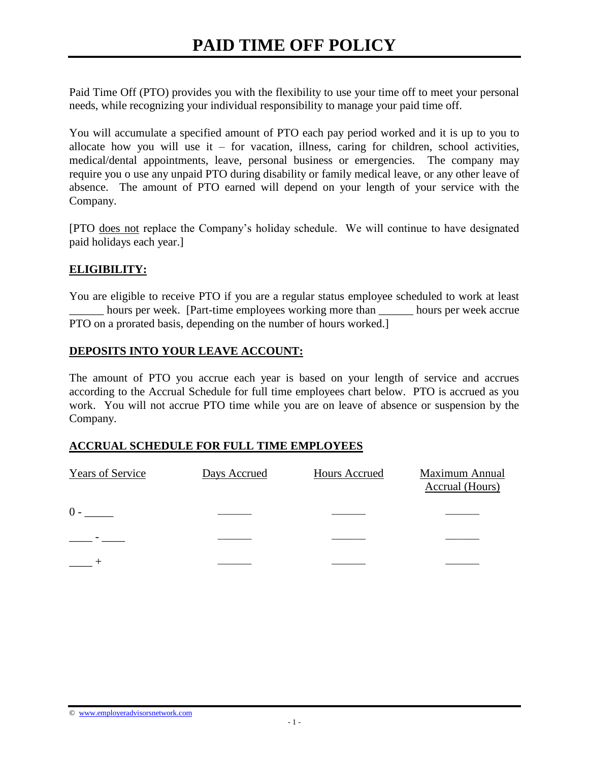# PAID TIME OFF POLICY

Paid Time Off (PTO) provides you with the flexibility to use your time off to meet your personal needs, while recognizing your individual responsibility to manage your paid time off.

You will accumulate a specified amount of PTO each pay period worked and it is up to you to allocate how you will use it – for vacation, illness, caring for children, school activities, medical/dental appointments, leave, personal business or emergencies. The company may require you o use any unpaid PTO during disability or family medical leave, or any other leave of absence. The amount of PTO earned will depend on your length of your service with the Company.

[PTO does not replace the Company's holiday schedule. We will continue to have designated paid holidays each year.]

## ELIGIBILITY:

You are eligible to receive PTO if you are a regular status employee scheduled to work at least ______ hours per week. [Part-time employees working more than ______ hours per week accrue PTO on a prorated basis, depending on the number of hours worked.]

## DEPOSITS INTO YOUR LEAVE ACCOUNT:

The amount of PTO you accrue each year is based on your length of service and accrues according to the Accrual Schedule for full time employees chart below. PTO is accrued as you work. You will not accrue PTO time while you are on leave of absence or suspension by the Company.

## ACCRUAL SCHEDULE FOR FULL TIME EMPLOYEES

| Years of Service | Days Accrued | Hours Accrued | Maximum Annual Accrual (Hours) |
|---|---|---|---|
| 0 - _____ | ______ | ______ | ______ |
| ____ - ____ | ______ | ______ | ______ |
| ____ + | ______ | ______ | ______ |

© www.employeradvisorsnetwork.com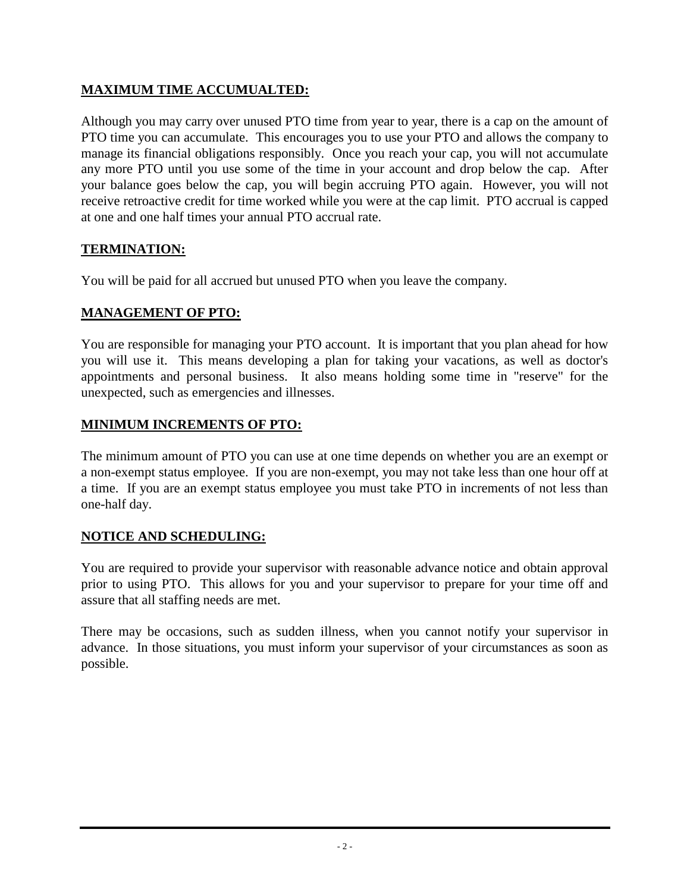**MAXIMUM TIME ACCUMUALTED:**

Although you may carry over unused PTO time from year to year, there is a cap on the amount of PTO time you can accumulate. This encourages you to use your PTO and allows the company to manage its financial obligations responsibly. Once you reach your cap, you will not accumulate any more PTO until you use some of the time in your account and drop below the cap. After your balance goes below the cap, you will begin accruing PTO again. However, you will not receive retroactive credit for time worked while you were at the cap limit. PTO accrual is capped at one and one half times your annual PTO accrual rate.

**TERMINATION:**

You will be paid for all accrued but unused PTO when you leave the company.

**MANAGEMENT OF PTO:**

You are responsible for managing your PTO account. It is important that you plan ahead for how you will use it. This means developing a plan for taking your vacations, as well as doctor's appointments and personal business. It also means holding some time in "reserve" for the unexpected, such as emergencies and illnesses.

**MINIMUM INCREMENTS OF PTO:**

The minimum amount of PTO you can use at one time depends on whether you are an exempt or a non-exempt status employee. If you are non-exempt, you may not take less than one hour off at a time. If you are an exempt status employee you must take PTO in increments of not less than one-half day.

**NOTICE AND SCHEDULING:**

You are required to provide your supervisor with reasonable advance notice and obtain approval prior to using PTO. This allows for you and your supervisor to prepare for your time off and assure that all staffing needs are met.

There may be occasions, such as sudden illness, when you cannot notify your supervisor in advance. In those situations, you must inform your supervisor of your circumstances as soon as possible.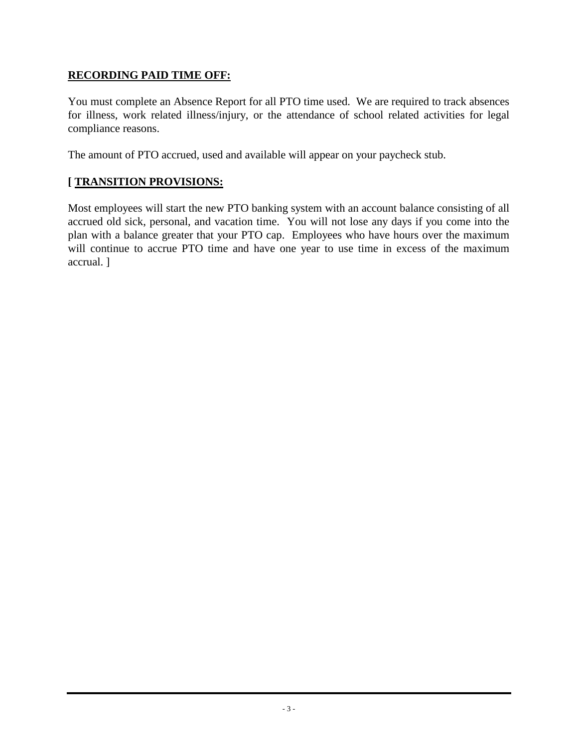**RECORDING PAID TIME OFF:**

You must complete an Absence Report for all PTO time used. We are required to track absences for illness, work related illness/injury, or the attendance of school related activities for legal compliance reasons.

The amount of PTO accrued, used and available will appear on your paycheck stub.

**[ TRANSITION PROVISIONS:**

Most employees will start the new PTO banking system with an account balance consisting of all accrued old sick, personal, and vacation time. You will not lose any days if you come into the plan with a balance greater that your PTO cap. Employees who have hours over the maximum will continue to accrue PTO time and have one year to use time in excess of the maximum accrual. ]